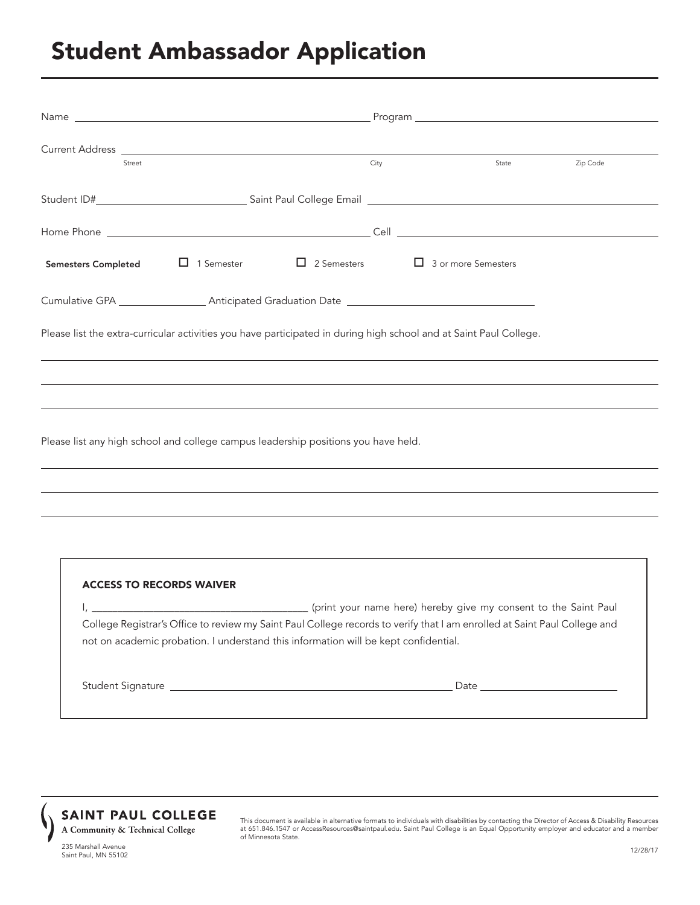# Student Ambassador Application

Name ______________________________ Program ______________________________

Current Address ______________________________________________
Street City State Zip Code

Student ID# ______________________ Saint Paul College Email ______________________________

Home Phone ______________________________ Cell ______________________________

**Semesters Completed** ☐ 1 Semester ☐ 2 Semesters ☐ 3 or more Semesters

Cumulative GPA ______________ Anticipated Graduation Date ______________________________

Please list the extra-curricular activities you have participated in during high school and at Saint Paul College.

_______________________________________________________________

_______________________________________________________________

_______________________________________________________________

Please list any high school and college campus leadership positions you have held.

_______________________________________________________________

_______________________________________________________________

_______________________________________________________________

**ACCESS TO RECORDS WAIVER**

I, ______________________________ (print your name here) hereby give my consent to the Saint Paul College Registrar's Office to review my Saint Paul College records to verify that I am enrolled at Saint Paul College and not on academic probation. I understand this information will be kept confidential.

Student Signature ______________________________ Date ______________

**SAINT PAUL COLLEGE**
A Community & Technical College
235 Marshall Avenue
Saint Paul, MN 55102

This document is available in alternative formats to individuals with disabilities by contacting the Director of Access & Disability Resources at 651.846.1547 or AccessResources@saintpaul.edu. Saint Paul College is an Equal Opportunity employer and educator and a member of Minnesota State.

12/28/17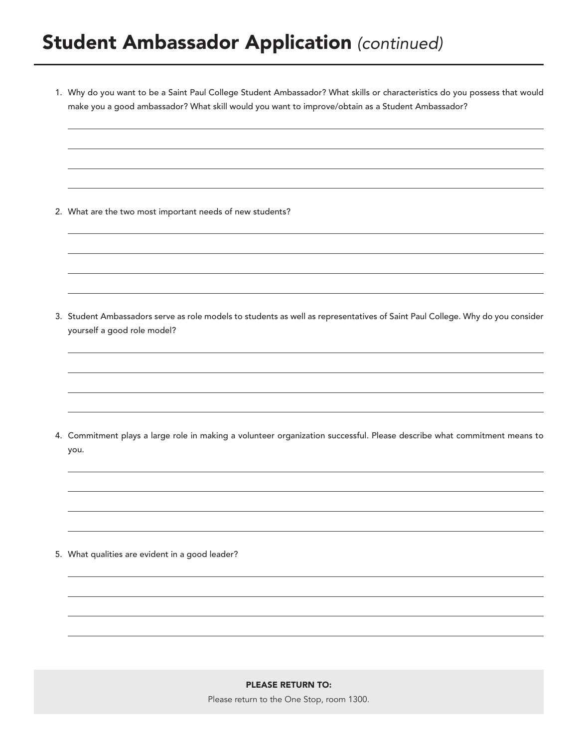# Student Ambassador Application *(continued)*

1. Why do you want to be a Saint Paul College Student Ambassador? What skills or characteristics do you possess that would make you a good ambassador? What skill would you want to improve/obtain as a Student Ambassador?

2. What are the two most important needs of new students?

3. Student Ambassadors serve as role models to students as well as representatives of Saint Paul College. Why do you consider yourself a good role model?

4. Commitment plays a large role in making a volunteer organization successful. Please describe what commitment means to you.

5. What qualities are evident in a good leader?

**PLEASE RETURN TO:**

Please return to the One Stop, room 1300.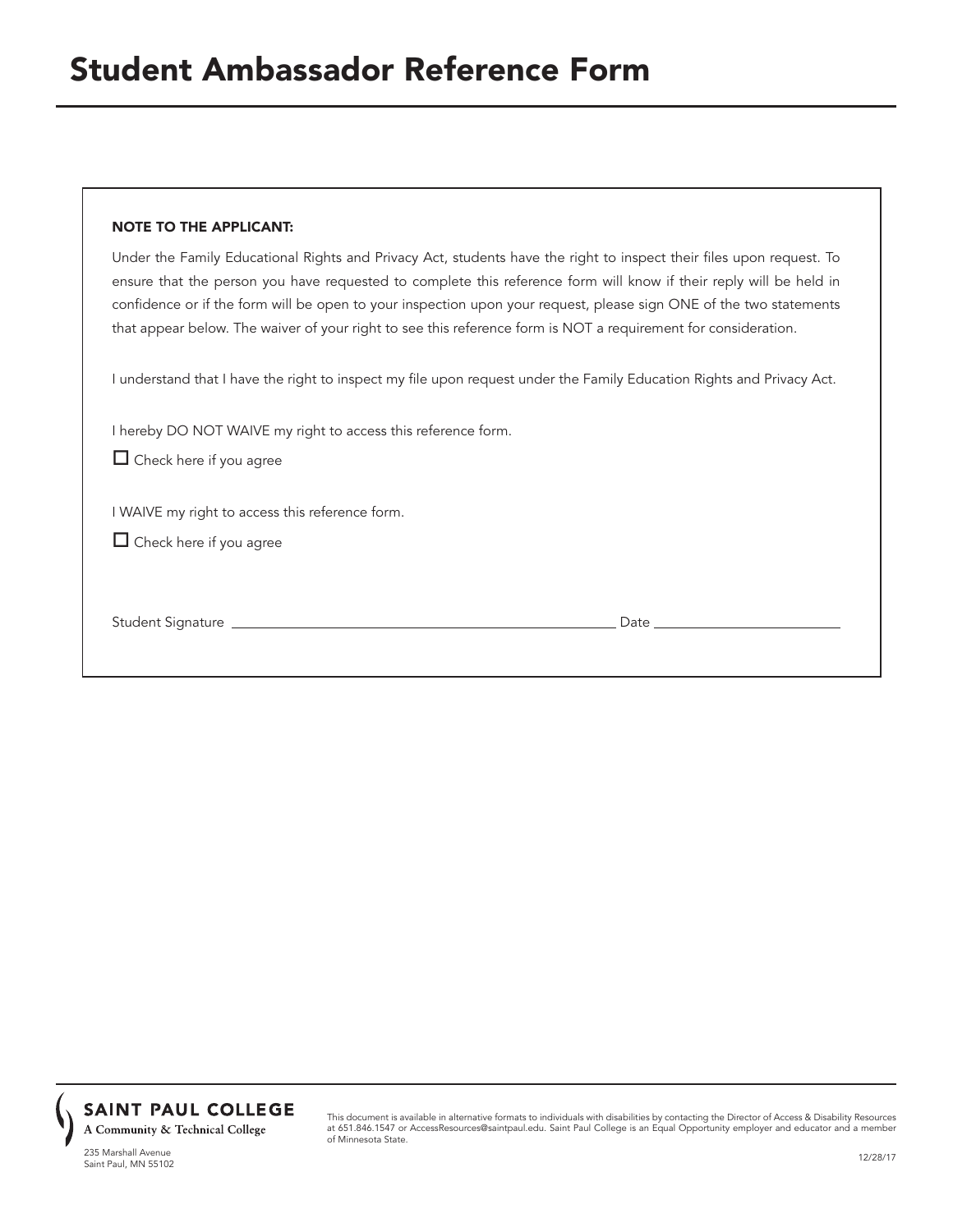# Student Ambassador Reference Form

**NOTE TO THE APPLICANT:**

Under the Family Educational Rights and Privacy Act, students have the right to inspect their files upon request. To ensure that the person you have requested to complete this reference form will know if their reply will be held in confidence or if the form will be open to your inspection upon your request, please sign ONE of the two statements that appear below. The waiver of your right to see this reference form is NOT a requirement for consideration.

I understand that I have the right to inspect my file upon request under the Family Education Rights and Privacy Act.

I hereby DO NOT WAIVE my right to access this reference form.

☐ Check here if you agree

I WAIVE my right to access this reference form.

☐ Check here if you agree

Student Signature ______________________________________________ Date ______________________

**SAINT PAUL COLLEGE**
A Community & Technical College

235 Marshall Avenue
Saint Paul, MN 55102

This document is available in alternative formats to individuals with disabilities by contacting the Director of Access & Disability Resources at 651.846.1547 or AccessResources@saintpaul.edu. Saint Paul College is an Equal Opportunity employer and educator and a member of Minnesota State.

12/28/17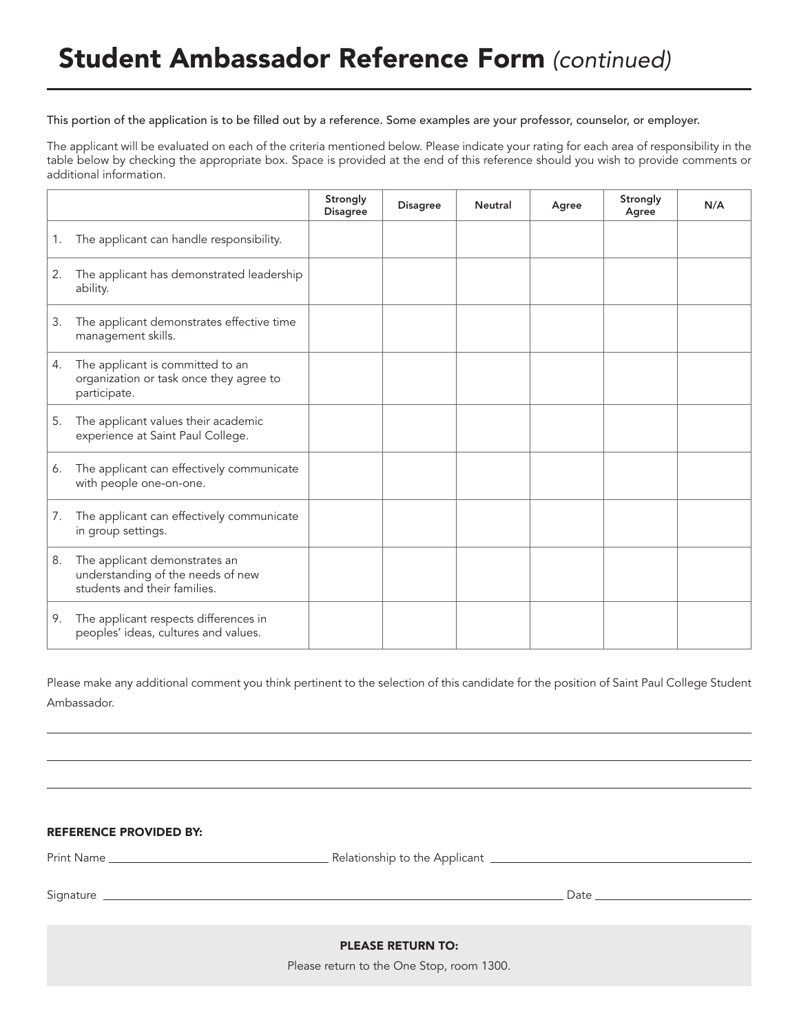# Student Ambassador Reference Form *(continued)*

This portion of the application is to be filled out by a reference. Some examples are your professor, counselor, or employer.

The applicant will be evaluated on each of the criteria mentioned below. Please indicate your rating for each area of responsibility in the table below by checking the appropriate box. Space is provided at the end of this reference should you wish to provide comments or additional information.

| | Strongly Disagree | Disagree | Neutral | Agree | Strongly Agree | N/A |
|---|---|---|---|---|---|---|
| 1. The applicant can handle responsibility. | | | | | | |
| 2. The applicant has demonstrated leadership ability. | | | | | | |
| 3. The applicant demonstrates effective time management skills. | | | | | | |
| 4. The applicant is committed to an organization or task once they agree to participate. | | | | | | |
| 5. The applicant values their academic experience at Saint Paul College. | | | | | | |
| 6. The applicant can effectively communicate with people one-on-one. | | | | | | |
| 7. The applicant can effectively communicate in group settings. | | | | | | |
| 8. The applicant demonstrates an understanding of the needs of new students and their families. | | | | | | |
| 9. The applicant respects differences in peoples' ideas, cultures and values. | | | | | | |

Please make any additional comment you think pertinent to the selection of this candidate for the position of Saint Paul College Student Ambassador.

______________________________________________________________________________

______________________________________________________________________________

______________________________________________________________________________

**REFERENCE PROVIDED BY:**

Print Name ______________________ Relationship to the Applicant ______________________

Signature ______________________________________________ Date ______________

**PLEASE RETURN TO:**

Please return to the One Stop, room 1300.